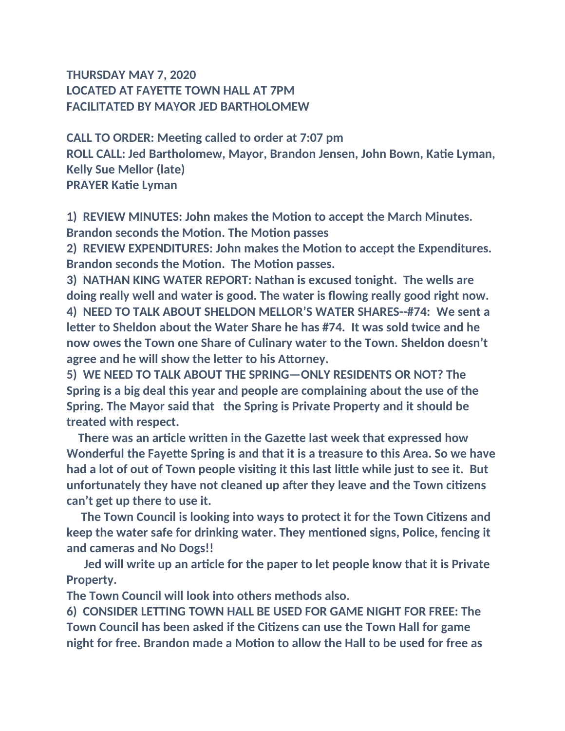**THURSDAY MAY 7, 2020**
**LOCATED AT FAYETTE TOWN HALL AT 7PM**
**FACILITATED BY MAYOR JED BARTHOLOMEW**

**CALL TO ORDER: Meeting called to order at 7:07 pm**
**ROLL CALL: Jed Bartholomew, Mayor, Brandon Jensen, John Bown, Katie Lyman, Kelly Sue Mellor (late)**
**PRAYER Katie Lyman**

**1) REVIEW MINUTES: John makes the Motion to accept the March Minutes. Brandon seconds the Motion. The Motion passes**
**2) REVIEW EXPENDITURES: John makes the Motion to accept the Expenditures. Brandon seconds the Motion. The Motion passes.**
**3) NATHAN KING WATER REPORT: Nathan is excused tonight. The wells are doing really well and water is good. The water is flowing really good right now.**
**4) NEED TO TALK ABOUT SHELDON MELLOR'S WATER SHARES--#74: We sent a letter to Sheldon about the Water Share he has #74. It was sold twice and he now owes the Town one Share of Culinary water to the Town. Sheldon doesn't agree and he will show the letter to his Attorney.**
**5) WE NEED TO TALK ABOUT THE SPRING—ONLY RESIDENTS OR NOT? The Spring is a big deal this year and people are complaining about the use of the Spring. The Mayor said that the Spring is Private Property and it should be treated with respect.**

**There was an article written in the Gazette last week that expressed how Wonderful the Fayette Spring is and that it is a treasure to this Area. So we have had a lot of out of Town people visiting it this last little while just to see it. But unfortunately they have not cleaned up after they leave and the Town citizens can't get up there to use it.**

**The Town Council is looking into ways to protect it for the Town Citizens and keep the water safe for drinking water. They mentioned signs, Police, fencing it and cameras and No Dogs!!**

**Jed will write up an article for the paper to let people know that it is Private Property.**

**The Town Council will look into others methods also.**

**6) CONSIDER LETTING TOWN HALL BE USED FOR GAME NIGHT FOR FREE: The Town Council has been asked if the Citizens can use the Town Hall for game night for free. Brandon made a Motion to allow the Hall to be used for free as**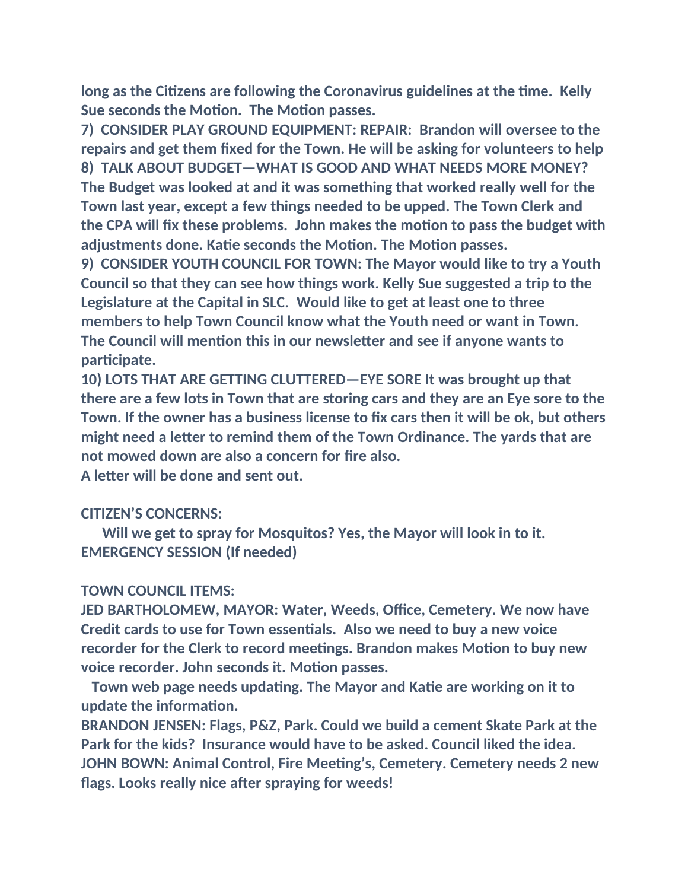**long as the Citizens are following the Coronavirus guidelines at the time. Kelly Sue seconds the Motion. The Motion passes.**

**7) CONSIDER PLAY GROUND EQUIPMENT: REPAIR: Brandon will oversee to the repairs and get them fixed for the Town. He will be asking for volunteers to help**

**8) TALK ABOUT BUDGET—WHAT IS GOOD AND WHAT NEEDS MORE MONEY? The Budget was looked at and it was something that worked really well for the Town last year, except a few things needed to be upped. The Town Clerk and the CPA will fix these problems. John makes the motion to pass the budget with adjustments done. Katie seconds the Motion. The Motion passes.**

**9) CONSIDER YOUTH COUNCIL FOR TOWN: The Mayor would like to try a Youth Council so that they can see how things work. Kelly Sue suggested a trip to the Legislature at the Capital in SLC. Would like to get at least one to three members to help Town Council know what the Youth need or want in Town. The Council will mention this in our newsletter and see if anyone wants to participate.**

**10) LOTS THAT ARE GETTING CLUTTERED—EYE SORE It was brought up that there are a few lots in Town that are storing cars and they are an Eye sore to the Town. If the owner has a business license to fix cars then it will be ok, but others might need a letter to remind them of the Town Ordinance. The yards that are not mowed down are also a concern for fire also.**
**A letter will be done and sent out.**

**CITIZEN'S CONCERNS:**

**Will we get to spray for Mosquitos? Yes, the Mayor will look in to it.**
**EMERGENCY SESSION (If needed)**

**TOWN COUNCIL ITEMS:**

**JED BARTHOLOMEW, MAYOR: Water, Weeds, Office, Cemetery. We now have Credit cards to use for Town essentials. Also we need to buy a new voice recorder for the Clerk to record meetings. Brandon makes Motion to buy new voice recorder. John seconds it. Motion passes.**

**Town web page needs updating. The Mayor and Katie are working on it to update the information.**

**BRANDON JENSEN: Flags, P&Z, Park. Could we build a cement Skate Park at the Park for the kids? Insurance would have to be asked. Council liked the idea.**

**JOHN BOWN: Animal Control, Fire Meeting's, Cemetery. Cemetery needs 2 new flags. Looks really nice after spraying for weeds!**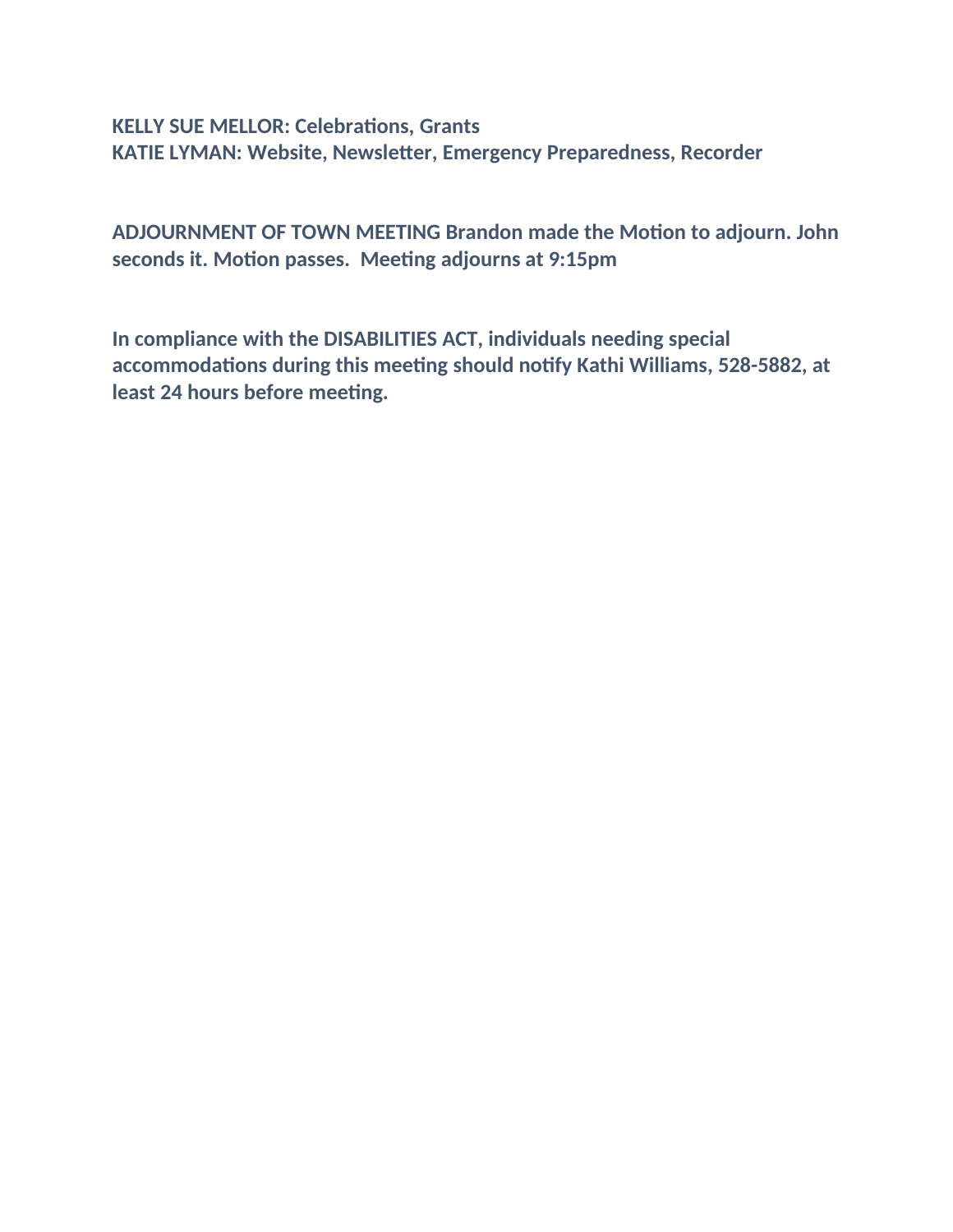**KELLY SUE MELLOR: Celebrations, Grants**
**KATIE LYMAN: Website, Newsletter, Emergency Preparedness, Recorder**

**ADJOURNMENT OF TOWN MEETING Brandon made the Motion to adjourn. John seconds it. Motion passes. Meeting adjourns at 9:15pm**

**In compliance with the DISABILITIES ACT, individuals needing special accommodations during this meeting should notify Kathi Williams, 528-5882, at least 24 hours before meeting.**